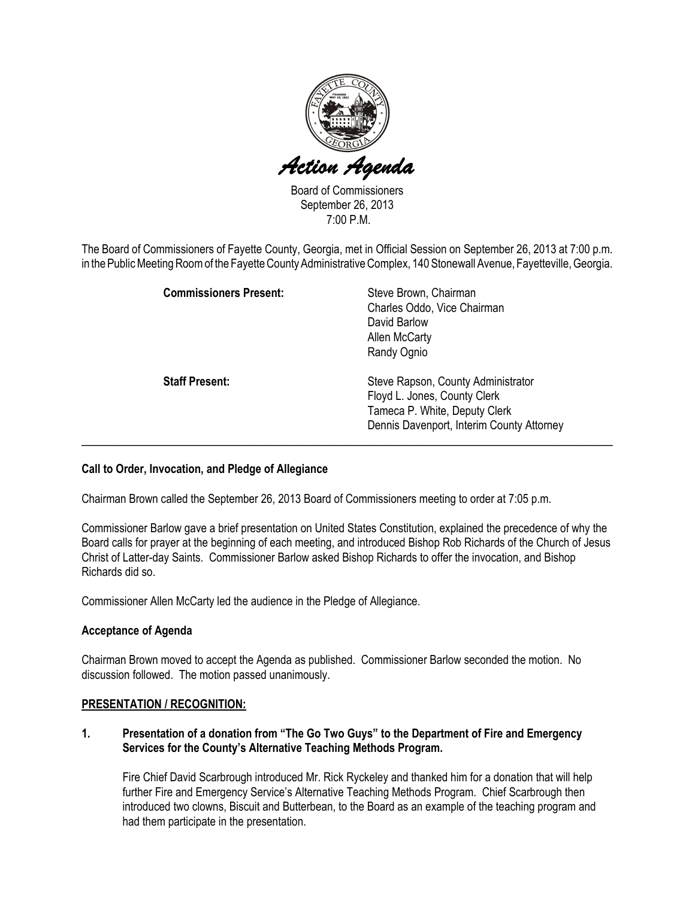# *Action Agenda*

Board of Commissioners
September 26, 2013
7:00 P.M.

The Board of Commissioners of Fayette County, Georgia, met in Official Session on September 26, 2013 at 7:00 p.m. in the Public Meeting Room of the Fayette County Administrative Complex, 140 Stonewall Avenue, Fayetteville, Georgia.

**Commissioners Present:**

Steve Brown, Chairman
Charles Oddo, Vice Chairman
David Barlow
Allen McCarty
Randy Ognio

**Staff Present:**

Steve Rapson, County Administrator
Floyd L. Jones, County Clerk
Tameca P. White, Deputy Clerk
Dennis Davenport, Interim County Attorney

---

**Call to Order, Invocation, and Pledge of Allegiance**

Chairman Brown called the September 26, 2013 Board of Commissioners meeting to order at 7:05 p.m.

Commissioner Barlow gave a brief presentation on United States Constitution, explained the precedence of why the Board calls for prayer at the beginning of each meeting, and introduced Bishop Rob Richards of the Church of Jesus Christ of Latter-day Saints. Commissioner Barlow asked Bishop Richards to offer the invocation, and Bishop Richards did so.

Commissioner Allen McCarty led the audience in the Pledge of Allegiance.

**Acceptance of Agenda**

Chairman Brown moved to accept the Agenda as published. Commissioner Barlow seconded the motion. No discussion followed. The motion passed unanimously.

**PRESENTATION / RECOGNITION:**

**1. Presentation of a donation from "The Go Two Guys" to the Department of Fire and Emergency Services for the County's Alternative Teaching Methods Program.**

Fire Chief David Scarbrough introduced Mr. Rick Ryckeley and thanked him for a donation that will help further Fire and Emergency Service's Alternative Teaching Methods Program. Chief Scarbrough then introduced two clowns, Biscuit and Butterbean, to the Board as an example of the teaching program and had them participate in the presentation.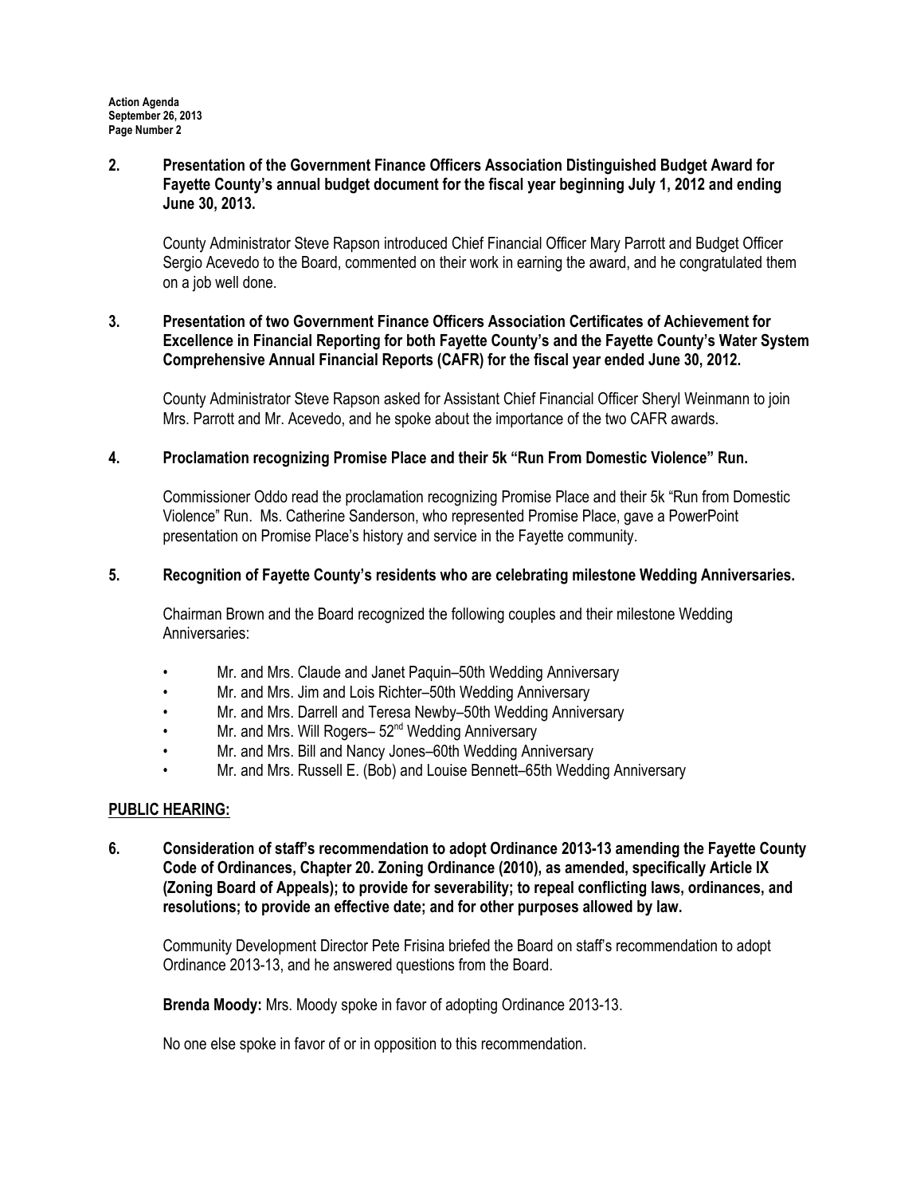**2. Presentation of the Government Finance Officers Association Distinguished Budget Award for Fayette County's annual budget document for the fiscal year beginning July 1, 2012 and ending June 30, 2013.**

County Administrator Steve Rapson introduced Chief Financial Officer Mary Parrott and Budget Officer Sergio Acevedo to the Board, commented on their work in earning the award, and he congratulated them on a job well done.

**3. Presentation of two Government Finance Officers Association Certificates of Achievement for Excellence in Financial Reporting for both Fayette County's and the Fayette County's Water System Comprehensive Annual Financial Reports (CAFR) for the fiscal year ended June 30, 2012.**

County Administrator Steve Rapson asked for Assistant Chief Financial Officer Sheryl Weinmann to join Mrs. Parrott and Mr. Acevedo, and he spoke about the importance of the two CAFR awards.

**4. Proclamation recognizing Promise Place and their 5k "Run From Domestic Violence" Run.**

Commissioner Oddo read the proclamation recognizing Promise Place and their 5k "Run from Domestic Violence" Run. Ms. Catherine Sanderson, who represented Promise Place, gave a PowerPoint presentation on Promise Place's history and service in the Fayette community.

**5. Recognition of Fayette County's residents who are celebrating milestone Wedding Anniversaries.**

Chairman Brown and the Board recognized the following couples and their milestone Wedding Anniversaries:

- Mr. and Mrs. Claude and Janet Paquin–50th Wedding Anniversary
- Mr. and Mrs. Jim and Lois Richter–50th Wedding Anniversary
- Mr. and Mrs. Darrell and Teresa Newby–50th Wedding Anniversary
- Mr. and Mrs. Will Rogers– 52nd Wedding Anniversary
- Mr. and Mrs. Bill and Nancy Jones–60th Wedding Anniversary
- Mr. and Mrs. Russell E. (Bob) and Louise Bennett–65th Wedding Anniversary

## PUBLIC HEARING:

**6. Consideration of staff's recommendation to adopt Ordinance 2013-13 amending the Fayette County Code of Ordinances, Chapter 20. Zoning Ordinance (2010), as amended, specifically Article IX (Zoning Board of Appeals); to provide for severability; to repeal conflicting laws, ordinances, and resolutions; to provide an effective date; and for other purposes allowed by law.**

Community Development Director Pete Frisina briefed the Board on staff's recommendation to adopt Ordinance 2013-13, and he answered questions from the Board.

**Brenda Moody:** Mrs. Moody spoke in favor of adopting Ordinance 2013-13.

No one else spoke in favor of or in opposition to this recommendation.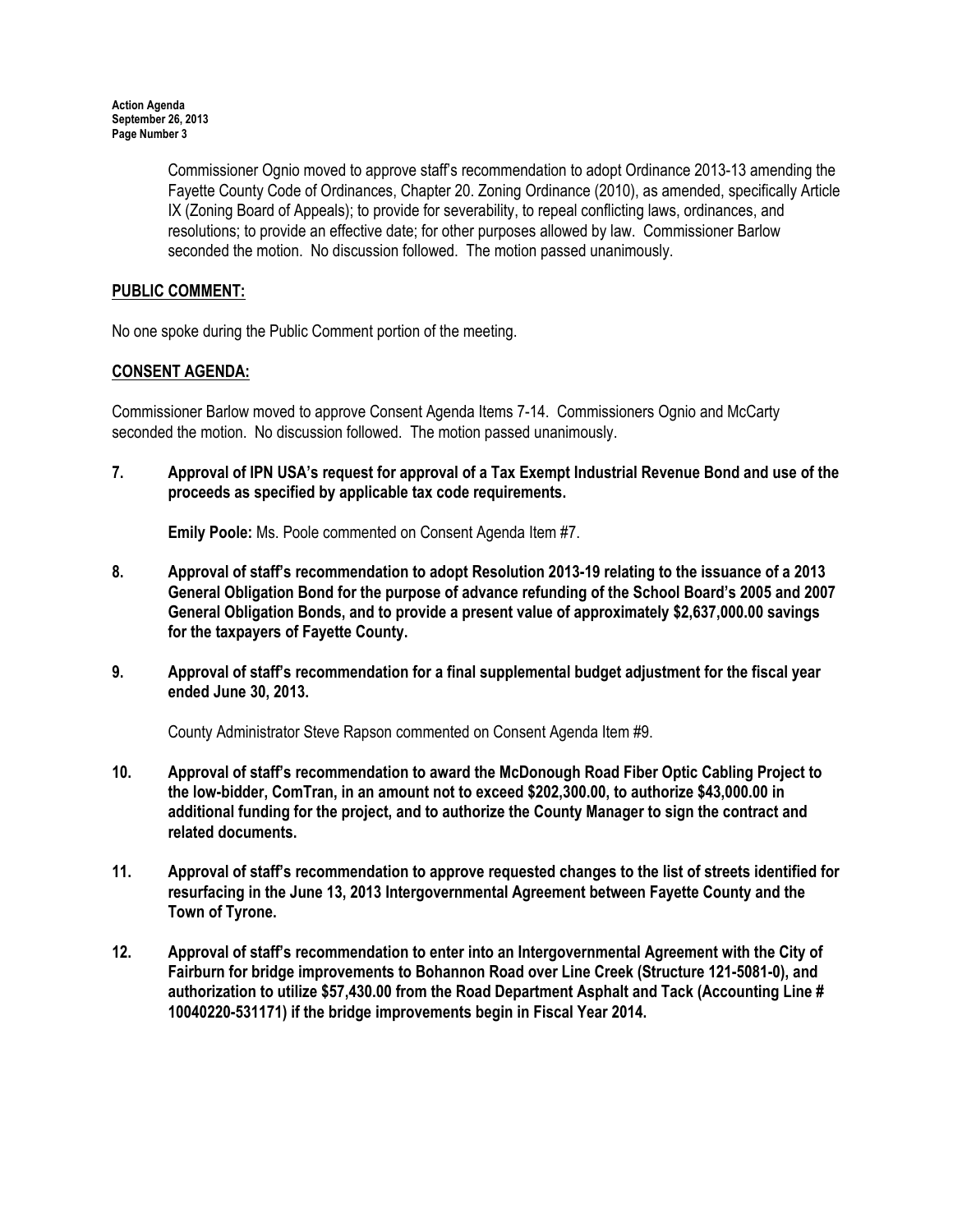Commissioner Ognio moved to approve staff's recommendation to adopt Ordinance 2013-13 amending the Fayette County Code of Ordinances, Chapter 20. Zoning Ordinance (2010), as amended, specifically Article IX (Zoning Board of Appeals); to provide for severability, to repeal conflicting laws, ordinances, and resolutions; to provide an effective date; for other purposes allowed by law. Commissioner Barlow seconded the motion. No discussion followed. The motion passed unanimously.

## PUBLIC COMMENT:

No one spoke during the Public Comment portion of the meeting.

## CONSENT AGENDA:

Commissioner Barlow moved to approve Consent Agenda Items 7-14. Commissioners Ognio and McCarty seconded the motion. No discussion followed. The motion passed unanimously.

**7. Approval of IPN USA's request for approval of a Tax Exempt Industrial Revenue Bond and use of the proceeds as specified by applicable tax code requirements.**

**Emily Poole:** Ms. Poole commented on Consent Agenda Item #7.

**8. Approval of staff's recommendation to adopt Resolution 2013-19 relating to the issuance of a 2013 General Obligation Bond for the purpose of advance refunding of the School Board's 2005 and 2007 General Obligation Bonds, and to provide a present value of approximately $2,637,000.00 savings for the taxpayers of Fayette County.**

**9. Approval of staff's recommendation for a final supplemental budget adjustment for the fiscal year ended June 30, 2013.**

County Administrator Steve Rapson commented on Consent Agenda Item #9.

**10. Approval of staff's recommendation to award the McDonough Road Fiber Optic Cabling Project to the low-bidder, ComTran, in an amount not to exceed $202,300.00, to authorize $43,000.00 in additional funding for the project, and to authorize the County Manager to sign the contract and related documents.**

**11. Approval of staff's recommendation to approve requested changes to the list of streets identified for resurfacing in the June 13, 2013 Intergovernmental Agreement between Fayette County and the Town of Tyrone.**

**12. Approval of staff's recommendation to enter into an Intergovernmental Agreement with the City of Fairburn for bridge improvements to Bohannon Road over Line Creek (Structure 121-5081-0), and authorization to utilize $57,430.00 from the Road Department Asphalt and Tack (Accounting Line # 10040220-531171) if the bridge improvements begin in Fiscal Year 2014.**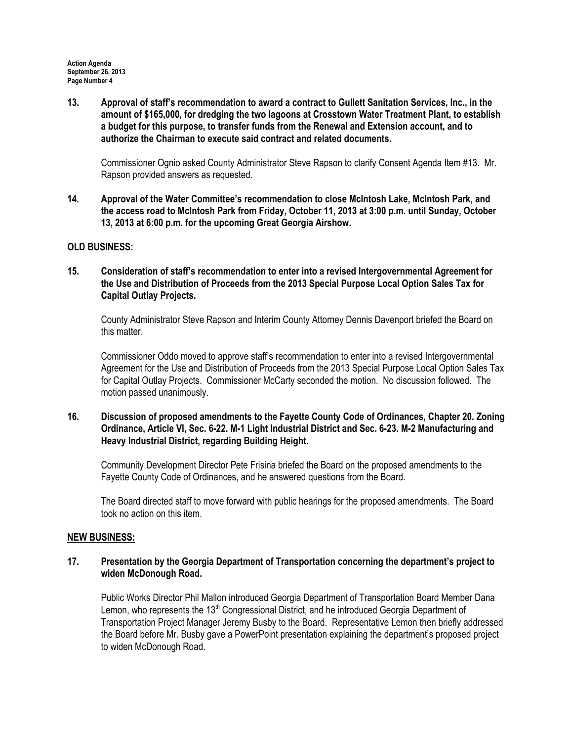**13. Approval of staff's recommendation to award a contract to Gullett Sanitation Services, Inc., in the amount of $165,000, for dredging the two lagoons at Crosstown Water Treatment Plant, to establish a budget for this purpose, to transfer funds from the Renewal and Extension account, and to authorize the Chairman to execute said contract and related documents.**

Commissioner Ognio asked County Administrator Steve Rapson to clarify Consent Agenda Item #13. Mr. Rapson provided answers as requested.

**14. Approval of the Water Committee's recommendation to close McIntosh Lake, McIntosh Park, and the access road to McIntosh Park from Friday, October 11, 2013 at 3:00 p.m. until Sunday, October 13, 2013 at 6:00 p.m. for the upcoming Great Georgia Airshow.**

## OLD BUSINESS:

**15. Consideration of staff's recommendation to enter into a revised Intergovernmental Agreement for the Use and Distribution of Proceeds from the 2013 Special Purpose Local Option Sales Tax for Capital Outlay Projects.**

County Administrator Steve Rapson and Interim County Attorney Dennis Davenport briefed the Board on this matter.

Commissioner Oddo moved to approve staff's recommendation to enter into a revised Intergovernmental Agreement for the Use and Distribution of Proceeds from the 2013 Special Purpose Local Option Sales Tax for Capital Outlay Projects. Commissioner McCarty seconded the motion. No discussion followed. The motion passed unanimously.

**16. Discussion of proposed amendments to the Fayette County Code of Ordinances, Chapter 20. Zoning Ordinance, Article VI, Sec. 6-22. M-1 Light Industrial District and Sec. 6-23. M-2 Manufacturing and Heavy Industrial District, regarding Building Height.**

Community Development Director Pete Frisina briefed the Board on the proposed amendments to the Fayette County Code of Ordinances, and he answered questions from the Board.

The Board directed staff to move forward with public hearings for the proposed amendments. The Board took no action on this item.

## NEW BUSINESS:

**17. Presentation by the Georgia Department of Transportation concerning the department's project to widen McDonough Road.**

Public Works Director Phil Mallon introduced Georgia Department of Transportation Board Member Dana Lemon, who represents the 13th Congressional District, and he introduced Georgia Department of Transportation Project Manager Jeremy Busby to the Board. Representative Lemon then briefly addressed the Board before Mr. Busby gave a PowerPoint presentation explaining the department's proposed project to widen McDonough Road.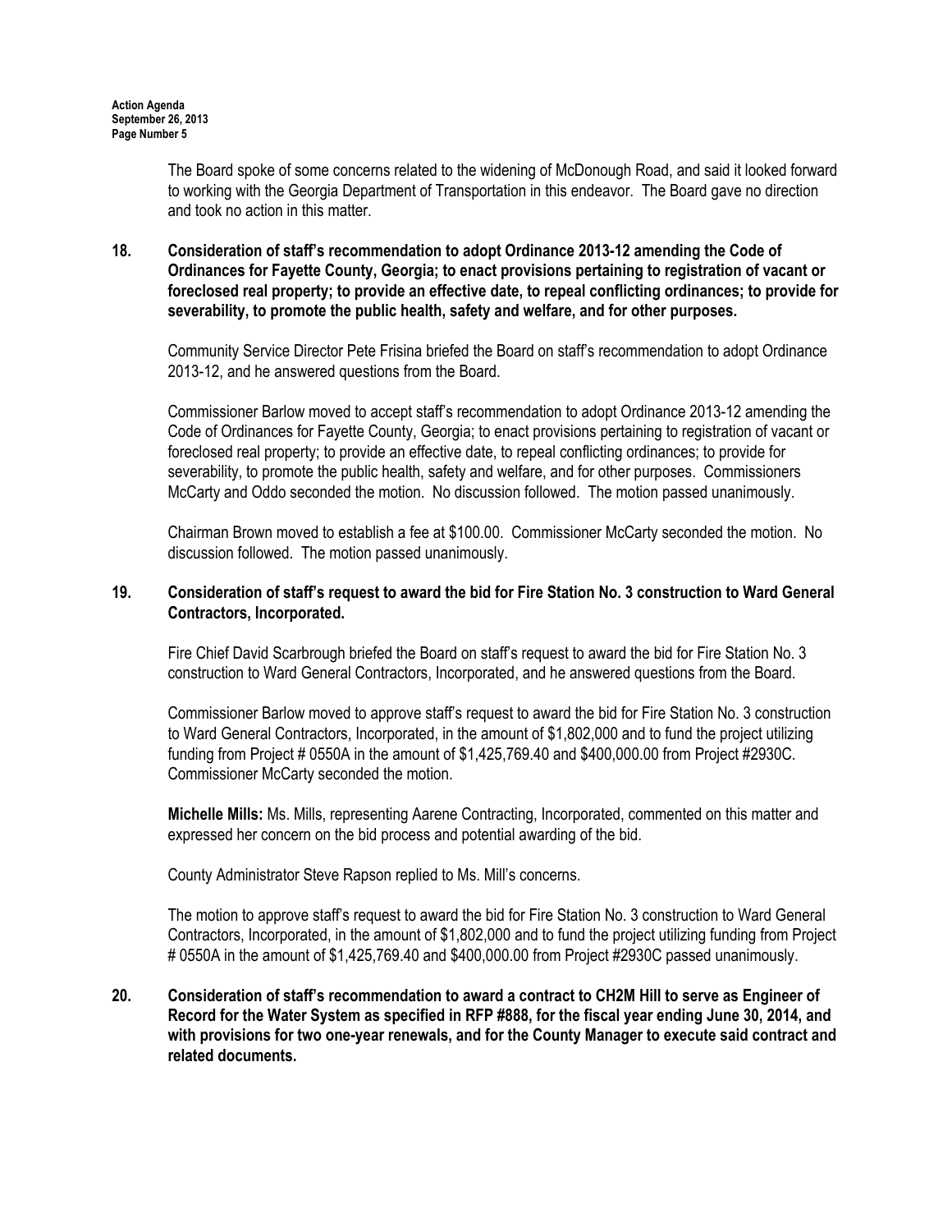The Board spoke of some concerns related to the widening of McDonough Road, and said it looked forward to working with the Georgia Department of Transportation in this endeavor. The Board gave no direction and took no action in this matter.

**18. Consideration of staff's recommendation to adopt Ordinance 2013-12 amending the Code of Ordinances for Fayette County, Georgia; to enact provisions pertaining to registration of vacant or foreclosed real property; to provide an effective date, to repeal conflicting ordinances; to provide for severability, to promote the public health, safety and welfare, and for other purposes.**

Community Service Director Pete Frisina briefed the Board on staff's recommendation to adopt Ordinance 2013-12, and he answered questions from the Board.

Commissioner Barlow moved to accept staff's recommendation to adopt Ordinance 2013-12 amending the Code of Ordinances for Fayette County, Georgia; to enact provisions pertaining to registration of vacant or foreclosed real property; to provide an effective date, to repeal conflicting ordinances; to provide for severability, to promote the public health, safety and welfare, and for other purposes. Commissioners McCarty and Oddo seconded the motion. No discussion followed. The motion passed unanimously.

Chairman Brown moved to establish a fee at $100.00. Commissioner McCarty seconded the motion. No discussion followed. The motion passed unanimously.

**19. Consideration of staff's request to award the bid for Fire Station No. 3 construction to Ward General Contractors, Incorporated.**

Fire Chief David Scarbrough briefed the Board on staff's request to award the bid for Fire Station No. 3 construction to Ward General Contractors, Incorporated, and he answered questions from the Board.

Commissioner Barlow moved to approve staff's request to award the bid for Fire Station No. 3 construction to Ward General Contractors, Incorporated, in the amount of $1,802,000 and to fund the project utilizing funding from Project # 0550A in the amount of $1,425,769.40 and $400,000.00 from Project #2930C. Commissioner McCarty seconded the motion.

**Michelle Mills:** Ms. Mills, representing Aarene Contracting, Incorporated, commented on this matter and expressed her concern on the bid process and potential awarding of the bid.

County Administrator Steve Rapson replied to Ms. Mill's concerns.

The motion to approve staff's request to award the bid for Fire Station No. 3 construction to Ward General Contractors, Incorporated, in the amount of $1,802,000 and to fund the project utilizing funding from Project # 0550A in the amount of $1,425,769.40 and $400,000.00 from Project #2930C passed unanimously.

**20. Consideration of staff's recommendation to award a contract to CH2M Hill to serve as Engineer of Record for the Water System as specified in RFP #888, for the fiscal year ending June 30, 2014, and with provisions for two one-year renewals, and for the County Manager to execute said contract and related documents.**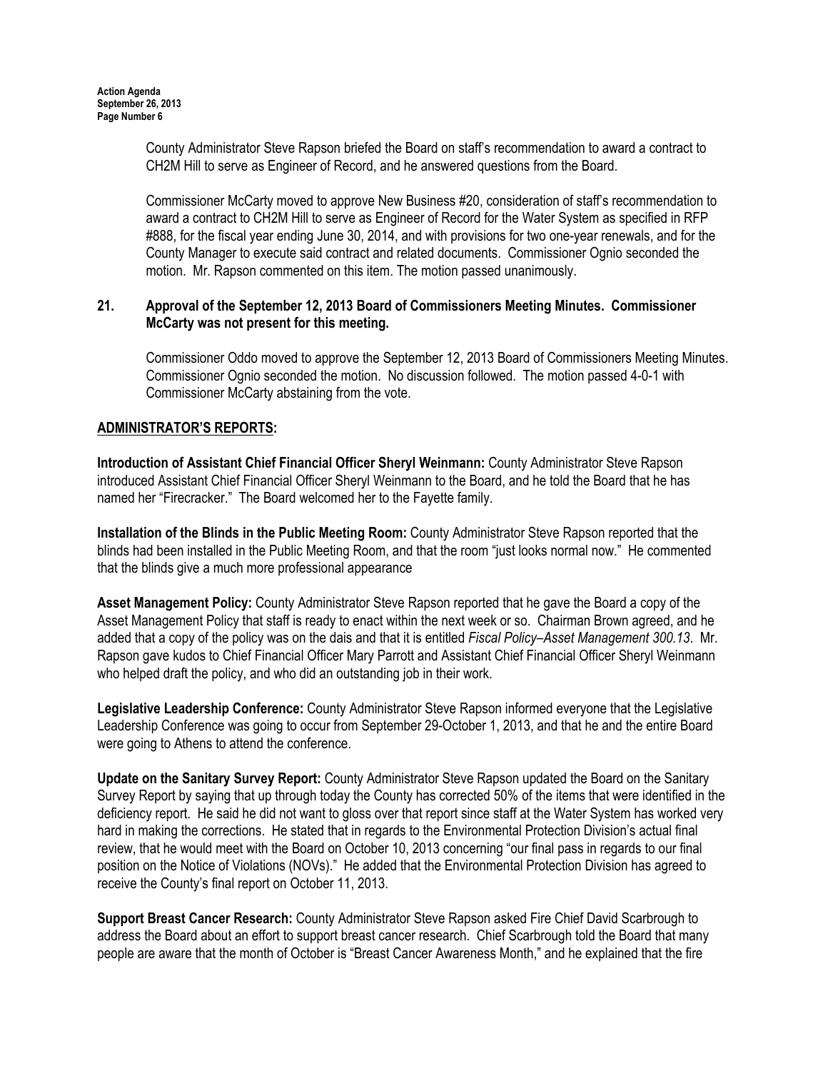County Administrator Steve Rapson briefed the Board on staff's recommendation to award a contract to CH2M Hill to serve as Engineer of Record, and he answered questions from the Board.

Commissioner McCarty moved to approve New Business #20, consideration of staff's recommendation to award a contract to CH2M Hill to serve as Engineer of Record for the Water System as specified in RFP #888, for the fiscal year ending June 30, 2014, and with provisions for two one-year renewals, and for the County Manager to execute said contract and related documents. Commissioner Ognio seconded the motion. Mr. Rapson commented on this item. The motion passed unanimously.

**21. Approval of the September 12, 2013 Board of Commissioners Meeting Minutes. Commissioner McCarty was not present for this meeting.**

Commissioner Oddo moved to approve the September 12, 2013 Board of Commissioners Meeting Minutes. Commissioner Ognio seconded the motion. No discussion followed. The motion passed 4-0-1 with Commissioner McCarty abstaining from the vote.

**ADMINISTRATOR'S REPORTS:**

**Introduction of Assistant Chief Financial Officer Sheryl Weinmann:** County Administrator Steve Rapson introduced Assistant Chief Financial Officer Sheryl Weinmann to the Board, and he told the Board that he has named her "Firecracker." The Board welcomed her to the Fayette family.

**Installation of the Blinds in the Public Meeting Room:** County Administrator Steve Rapson reported that the blinds had been installed in the Public Meeting Room, and that the room "just looks normal now." He commented that the blinds give a much more professional appearance

**Asset Management Policy:** County Administrator Steve Rapson reported that he gave the Board a copy of the Asset Management Policy that staff is ready to enact within the next week or so. Chairman Brown agreed, and he added that a copy of the policy was on the dais and that it is entitled *Fiscal Policy–Asset Management 300.13*. Mr. Rapson gave kudos to Chief Financial Officer Mary Parrott and Assistant Chief Financial Officer Sheryl Weinmann who helped draft the policy, and who did an outstanding job in their work.

**Legislative Leadership Conference:** County Administrator Steve Rapson informed everyone that the Legislative Leadership Conference was going to occur from September 29-October 1, 2013, and that he and the entire Board were going to Athens to attend the conference.

**Update on the Sanitary Survey Report:** County Administrator Steve Rapson updated the Board on the Sanitary Survey Report by saying that up through today the County has corrected 50% of the items that were identified in the deficiency report. He said he did not want to gloss over that report since staff at the Water System has worked very hard in making the corrections. He stated that in regards to the Environmental Protection Division's actual final review, that he would meet with the Board on October 10, 2013 concerning "our final pass in regards to our final position on the Notice of Violations (NOVs)." He added that the Environmental Protection Division has agreed to receive the County's final report on October 11, 2013.

**Support Breast Cancer Research:** County Administrator Steve Rapson asked Fire Chief David Scarbrough to address the Board about an effort to support breast cancer research. Chief Scarbrough told the Board that many people are aware that the month of October is "Breast Cancer Awareness Month," and he explained that the fire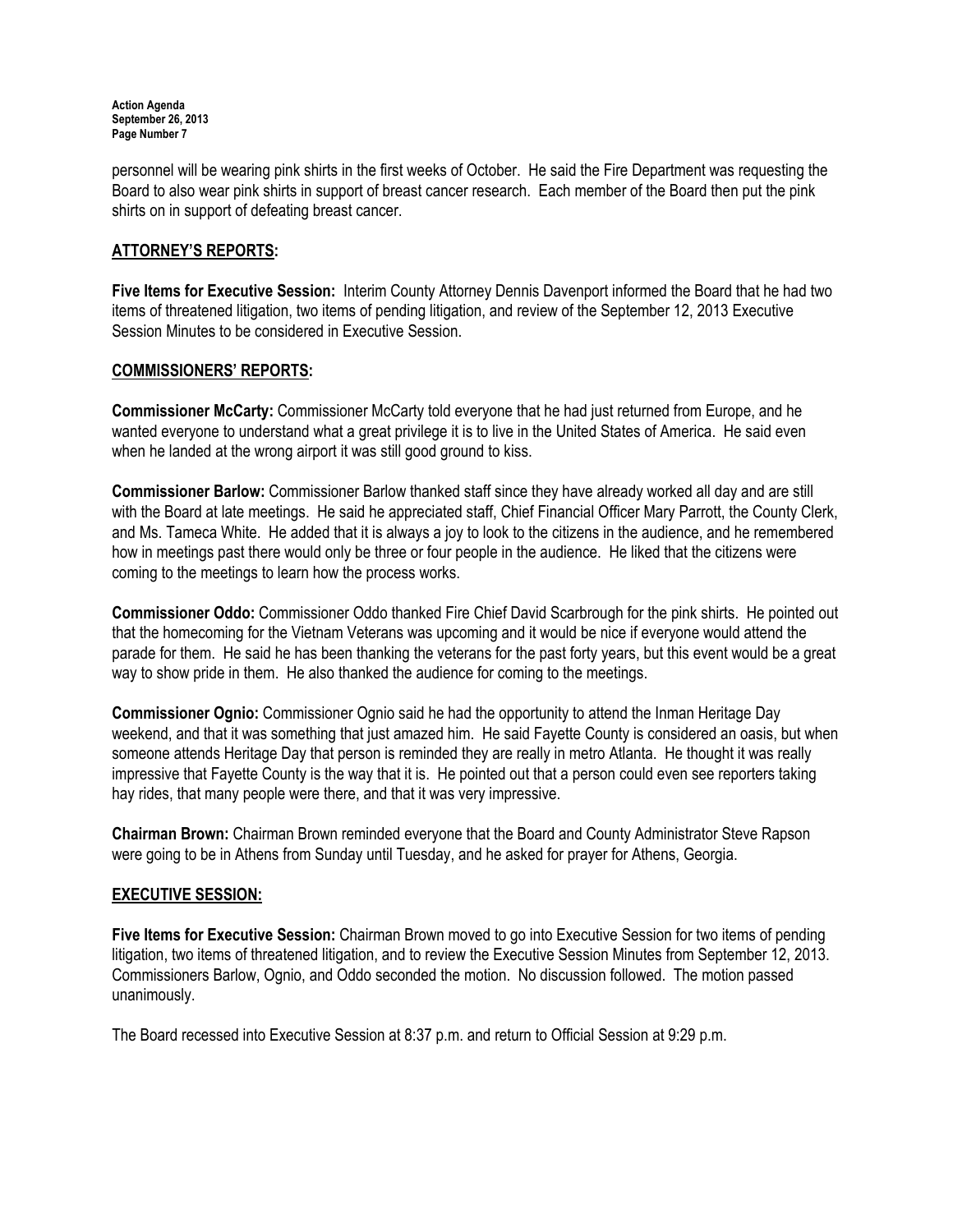personnel will be wearing pink shirts in the first weeks of October. He said the Fire Department was requesting the Board to also wear pink shirts in support of breast cancer research. Each member of the Board then put the pink shirts on in support of defeating breast cancer.

## ATTORNEY'S REPORTS:

**Five Items for Executive Session:** Interim County Attorney Dennis Davenport informed the Board that he had two items of threatened litigation, two items of pending litigation, and review of the September 12, 2013 Executive Session Minutes to be considered in Executive Session.

## COMMISSIONERS' REPORTS:

**Commissioner McCarty:** Commissioner McCarty told everyone that he had just returned from Europe, and he wanted everyone to understand what a great privilege it is to live in the United States of America. He said even when he landed at the wrong airport it was still good ground to kiss.

**Commissioner Barlow:** Commissioner Barlow thanked staff since they have already worked all day and are still with the Board at late meetings. He said he appreciated staff, Chief Financial Officer Mary Parrott, the County Clerk, and Ms. Tameca White. He added that it is always a joy to look to the citizens in the audience, and he remembered how in meetings past there would only be three or four people in the audience. He liked that the citizens were coming to the meetings to learn how the process works.

**Commissioner Oddo:** Commissioner Oddo thanked Fire Chief David Scarbrough for the pink shirts. He pointed out that the homecoming for the Vietnam Veterans was upcoming and it would be nice if everyone would attend the parade for them. He said he has been thanking the veterans for the past forty years, but this event would be a great way to show pride in them. He also thanked the audience for coming to the meetings.

**Commissioner Ognio:** Commissioner Ognio said he had the opportunity to attend the Inman Heritage Day weekend, and that it was something that just amazed him. He said Fayette County is considered an oasis, but when someone attends Heritage Day that person is reminded they are really in metro Atlanta. He thought it was really impressive that Fayette County is the way that it is. He pointed out that a person could even see reporters taking hay rides, that many people were there, and that it was very impressive.

**Chairman Brown:** Chairman Brown reminded everyone that the Board and County Administrator Steve Rapson were going to be in Athens from Sunday until Tuesday, and he asked for prayer for Athens, Georgia.

## EXECUTIVE SESSION:

**Five Items for Executive Session:** Chairman Brown moved to go into Executive Session for two items of pending litigation, two items of threatened litigation, and to review the Executive Session Minutes from September 12, 2013. Commissioners Barlow, Ognio, and Oddo seconded the motion. No discussion followed. The motion passed unanimously.

The Board recessed into Executive Session at 8:37 p.m. and return to Official Session at 9:29 p.m.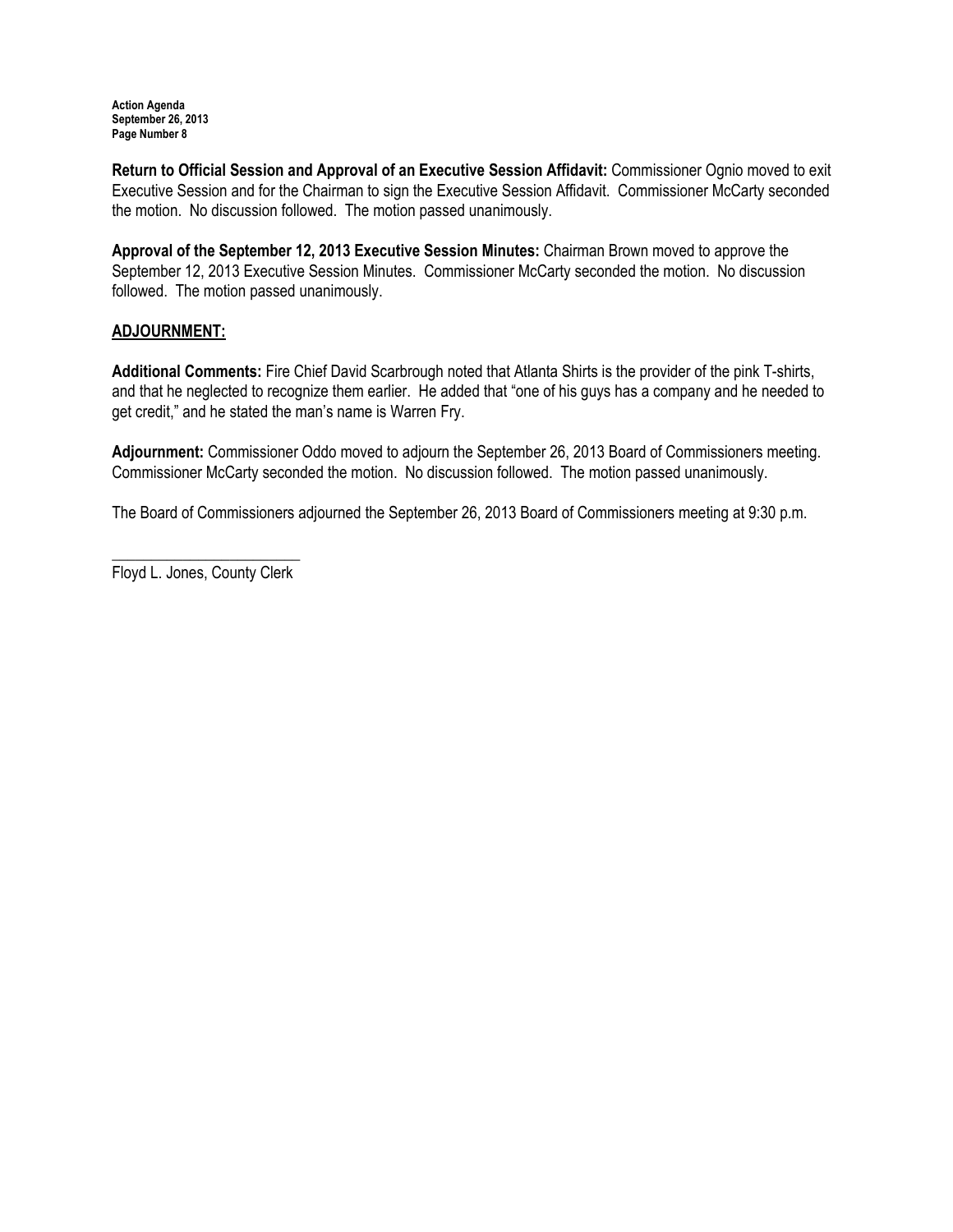**Return to Official Session and Approval of an Executive Session Affidavit:** Commissioner Ognio moved to exit Executive Session and for the Chairman to sign the Executive Session Affidavit. Commissioner McCarty seconded the motion. No discussion followed. The motion passed unanimously.

**Approval of the September 12, 2013 Executive Session Minutes:** Chairman Brown moved to approve the September 12, 2013 Executive Session Minutes. Commissioner McCarty seconded the motion. No discussion followed. The motion passed unanimously.

## ADJOURNMENT:

**Additional Comments:** Fire Chief David Scarbrough noted that Atlanta Shirts is the provider of the pink T-shirts, and that he neglected to recognize them earlier. He added that "one of his guys has a company and he needed to get credit," and he stated the man's name is Warren Fry.

**Adjournment:** Commissioner Oddo moved to adjourn the September 26, 2013 Board of Commissioners meeting. Commissioner McCarty seconded the motion. No discussion followed. The motion passed unanimously.

The Board of Commissioners adjourned the September 26, 2013 Board of Commissioners meeting at 9:30 p.m.

___________________________
Floyd L. Jones, County Clerk